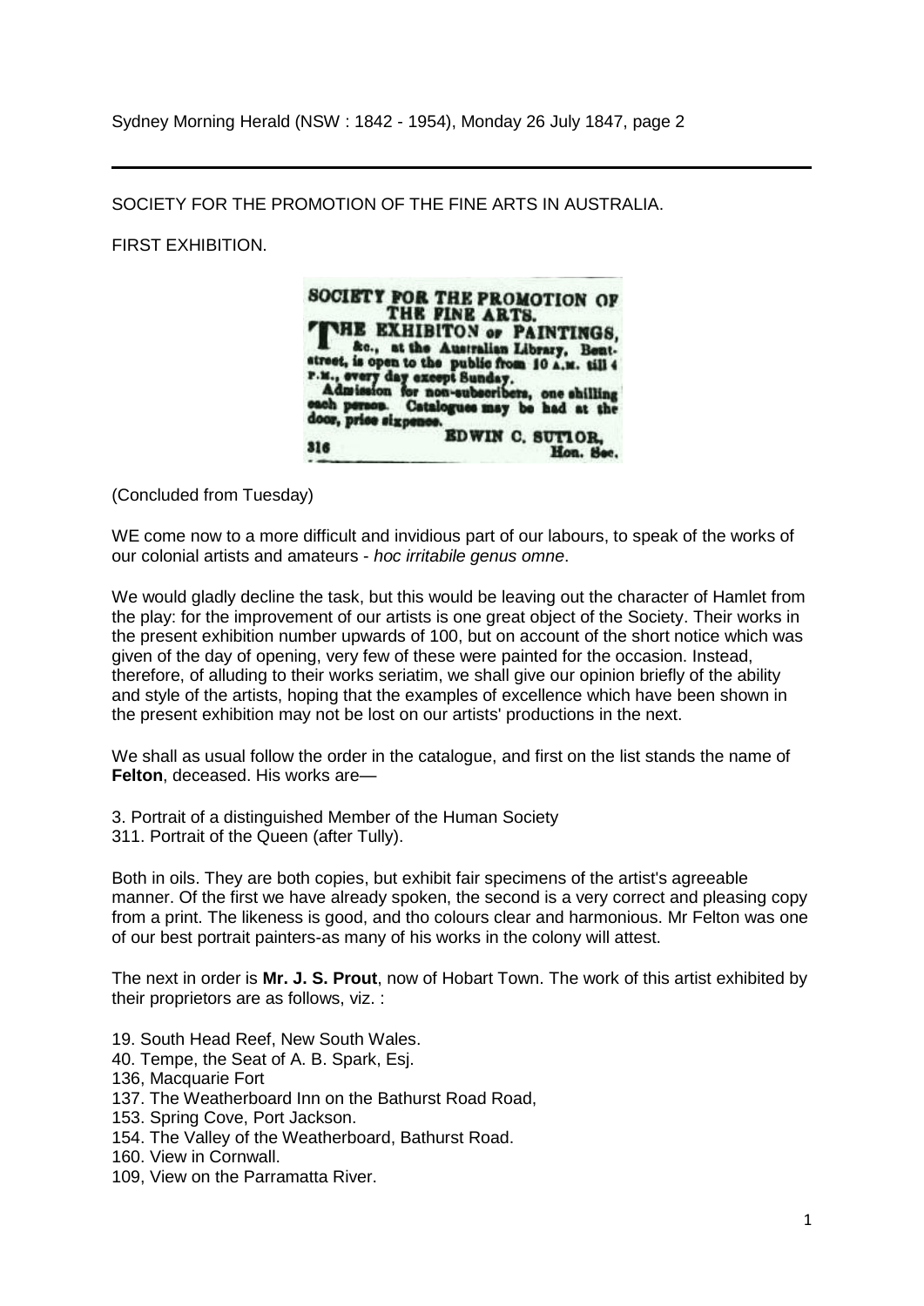Sydney Morning Herald (NSW : 1842 - 1954), Monday 26 July 1847, page 2

---

SOCIETY FOR THE PROMOTION OF THE FINE ARTS IN AUSTRALIA.

FIRST EXHIBITION.

SOCIETY FOR THE PROMOTION OF THE FINE ARTS.
THE EXHIBITON OF PAINTINGS, &c., at the Australian Library, Bent-street, is open to the public from 10 A.M. till 4 P.M., every day except Sunday.
Admission for non-subscribers, one shilling each person. Catalogues may be had at the door, price sixpence.
EDWIN C. SUTTOR,
316 Hon. Sec.

(Concluded from Tuesday)

WE come now to a more difficult and invidious part of our labours, to speak of the works of our colonial artists and amateurs - *hoc irritabile genus omne*.

We would gladly decline the task, but this would be leaving out the character of Hamlet from the play: for the improvement of our artists is one great object of the Society. Their works in the present exhibition number upwards of 100, but on account of the short notice which was given of the day of opening, very few of these were painted for the occasion. Instead, therefore, of alluding to their works seriatim, we shall give our opinion briefly of the ability and style of the artists, hoping that the examples of excellence which have been shown in the present exhibition may not be lost on our artists' productions in the next.

We shall as usual follow the order in the catalogue, and first on the list stands the name of **Felton**, deceased. His works are—

3. Portrait of a distinguished Member of the Human Society
311. Portrait of the Queen (after Tully).

Both in oils. They are both copies, but exhibit fair specimens of the artist's agreeable manner. Of the first we have already spoken, the second is a very correct and pleasing copy from a print. The likeness is good, and tho colours clear and harmonious. Mr Felton was one of our best portrait painters-as many of his works in the colony will attest.

The next in order is **Mr. J. S. Prout**, now of Hobart Town. The work of this artist exhibited by their proprietors are as follows, viz. :

19. South Head Reef, New South Wales.
40. Tempe, the Seat of A. B. Spark, Esj.
136, Macquarie Fort
137. The Weatherboard Inn on the Bathurst Road Road,
153. Spring Cove, Port Jackson.
154. The Valley of the Weatherboard, Bathurst Road.
160. View in Cornwall.
109, View on the Parramatta River.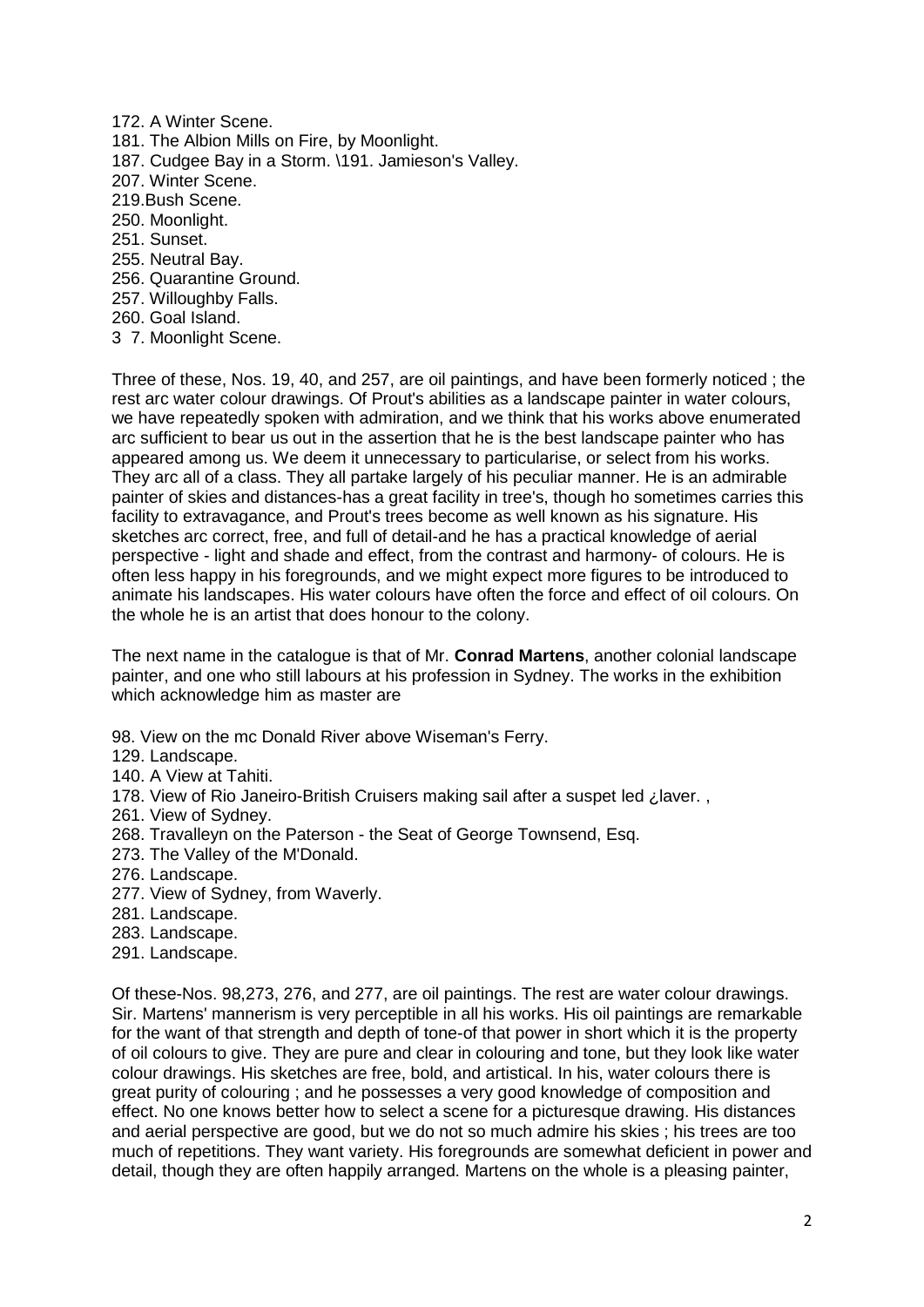172. A Winter Scene.
181. The Albion Mills on Fire, by Moonlight.
187. Cudgee Bay in a Storm. \191. Jamieson's Valley.
207. Winter Scene.
219.Bush Scene.
250. Moonlight.
251. Sunset.
255. Neutral Bay.
256. Quarantine Ground.
257. Willoughby Falls.
260. Goal Island.
3 7. Moonlight Scene.

Three of these, Nos. 19, 40, and 257, are oil paintings, and have been formerly noticed ; the rest arc water colour drawings. Of Prout's abilities as a landscape painter in water colours, we have repeatedly spoken with admiration, and we think that his works above enumerated arc sufficient to bear us out in the assertion that he is the best landscape painter who has appeared among us. We deem it unnecessary to particularise, or select from his works. They arc all of a class. They all partake largely of his peculiar manner. He is an admirable painter of skies and distances-has a great facility in tree's, though ho sometimes carries this facility to extravagance, and Prout's trees become as well known as his signature. His sketches arc correct, free, and full of detail-and he has a practical knowledge of aerial perspective - light and shade and effect, from the contrast and harmony- of colours. He is often less happy in his foregrounds, and we might expect more figures to be introduced to animate his landscapes. His water colours have often the force and effect of oil colours. On the whole he is an artist that does honour to the colony.

The next name in the catalogue is that of Mr. **Conrad Martens**, another colonial landscape painter, and one who still labours at his profession in Sydney. The works in the exhibition which acknowledge him as master are

98. View on the mc Donald River above Wiseman's Ferry.
129. Landscape.
140. A View at Tahiti.
178. View of Rio Janeiro-British Cruisers making sail after a suspet led ¿laver. ,
261. View of Sydney.
268. Travalleyn on the Paterson - the Seat of George Townsend, Esq.
273. The Valley of the M'Donald.
276. Landscape.
277. View of Sydney, from Waverly.
281. Landscape.
283. Landscape.
291. Landscape.

Of these-Nos. 98,273, 276, and 277, are oil paintings. The rest are water colour drawings. Sir. Martens' mannerism is very perceptible in all his works. His oil paintings are remarkable for the want of that strength and depth of tone-of that power in short which it is the property of oil colours to give. They are pure and clear in colouring and tone, but they look like water colour drawings. His sketches are free, bold, and artistical. In his, water colours there is great purity of colouring ; and he possesses a very good knowledge of composition and effect. No one knows better how to select a scene for a picturesque drawing. His distances and aerial perspective are good, but we do not so much admire his skies ; his trees are too much of repetitions. They want variety. His foregrounds are somewhat deficient in power and detail, though they are often happily arranged. Martens on the whole is a pleasing painter,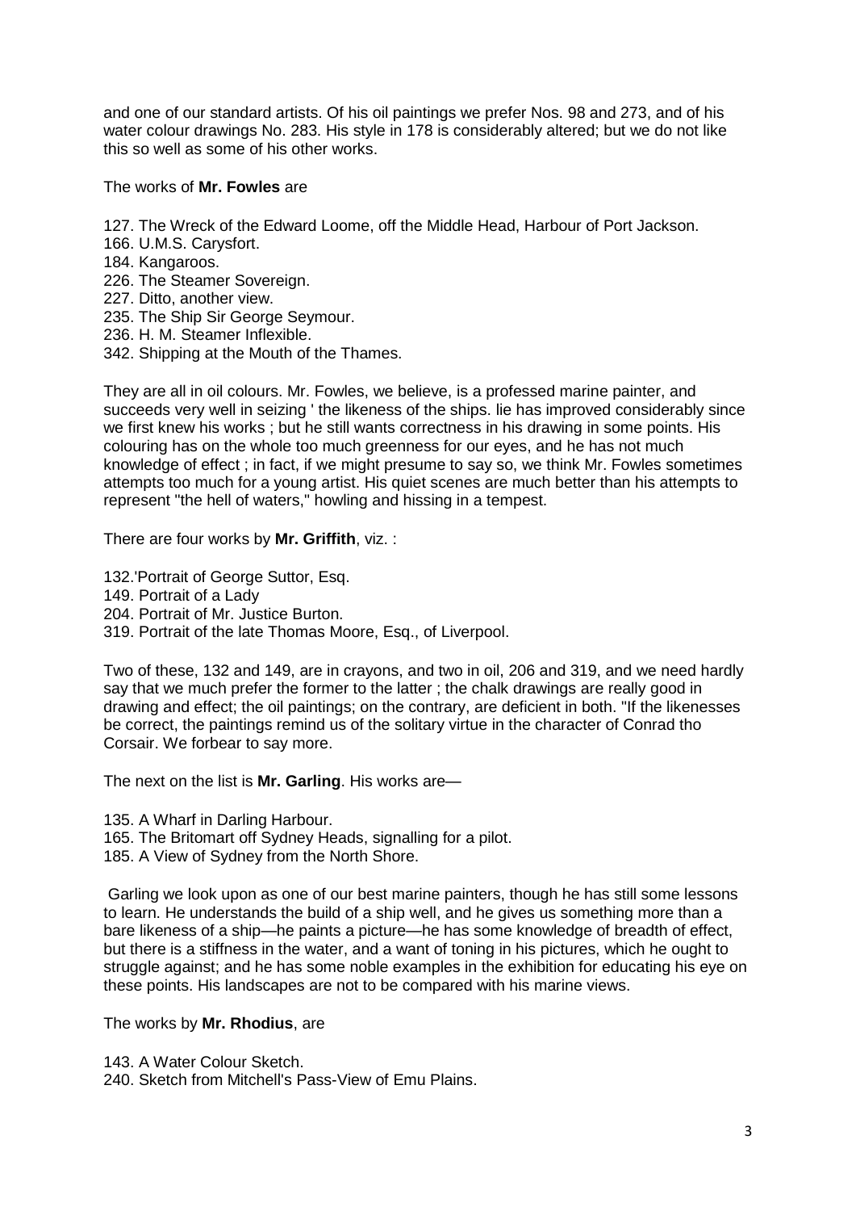and one of our standard artists. Of his oil paintings we prefer Nos. 98 and 273, and of his water colour drawings No. 283. His style in 178 is considerably altered; but we do not like this so well as some of his other works.

The works of **Mr. Fowles** are

127. The Wreck of the Edward Loome, off the Middle Head, Harbour of Port Jackson.
166. U.M.S. Carysfort.
184. Kangaroos.
226. The Steamer Sovereign.
227. Ditto, another view.
235. The Ship Sir George Seymour.
236. H. M. Steamer Inflexible.
342. Shipping at the Mouth of the Thames.

They are all in oil colours. Mr. Fowles, we believe, is a professed marine painter, and succeeds very well in seizing ' the likeness of the ships. lie has improved considerably since we first knew his works ; but he still wants correctness in his drawing in some points. His colouring has on the whole too much greenness for our eyes, and he has not much knowledge of effect ; in fact, if we might presume to say so, we think Mr. Fowles sometimes attempts too much for a young artist. His quiet scenes are much better than his attempts to represent "the hell of waters," howling and hissing in a tempest.

There are four works by **Mr. Griffith**, viz. :

132.'Portrait of George Suttor, Esq.
149. Portrait of a Lady
204. Portrait of Mr. Justice Burton.
319. Portrait of the late Thomas Moore, Esq., of Liverpool.

Two of these, 132 and 149, are in crayons, and two in oil, 206 and 319, and we need hardly say that we much prefer the former to the latter ; the chalk drawings are really good in drawing and effect; the oil paintings; on the contrary, are deficient in both. "If the likenesses be correct, the paintings remind us of the solitary virtue in the character of Conrad tho Corsair. We forbear to say more.

The next on the list is **Mr. Garling**. His works are—

135. A Wharf in Darling Harbour.
165. The Britomart off Sydney Heads, signalling for a pilot.
185. A View of Sydney from the North Shore.

Garling we look upon as one of our best marine painters, though he has still some lessons to learn. He understands the build of a ship well, and he gives us something more than a bare likeness of a ship—he paints a picture—he has some knowledge of breadth of effect, but there is a stiffness in the water, and a want of toning in his pictures, which he ought to struggle against; and he has some noble examples in the exhibition for educating his eye on these points. His landscapes are not to be compared with his marine views.

The works by **Mr. Rhodius**, are

143. A Water Colour Sketch.
240. Sketch from Mitchell's Pass-View of Emu Plains.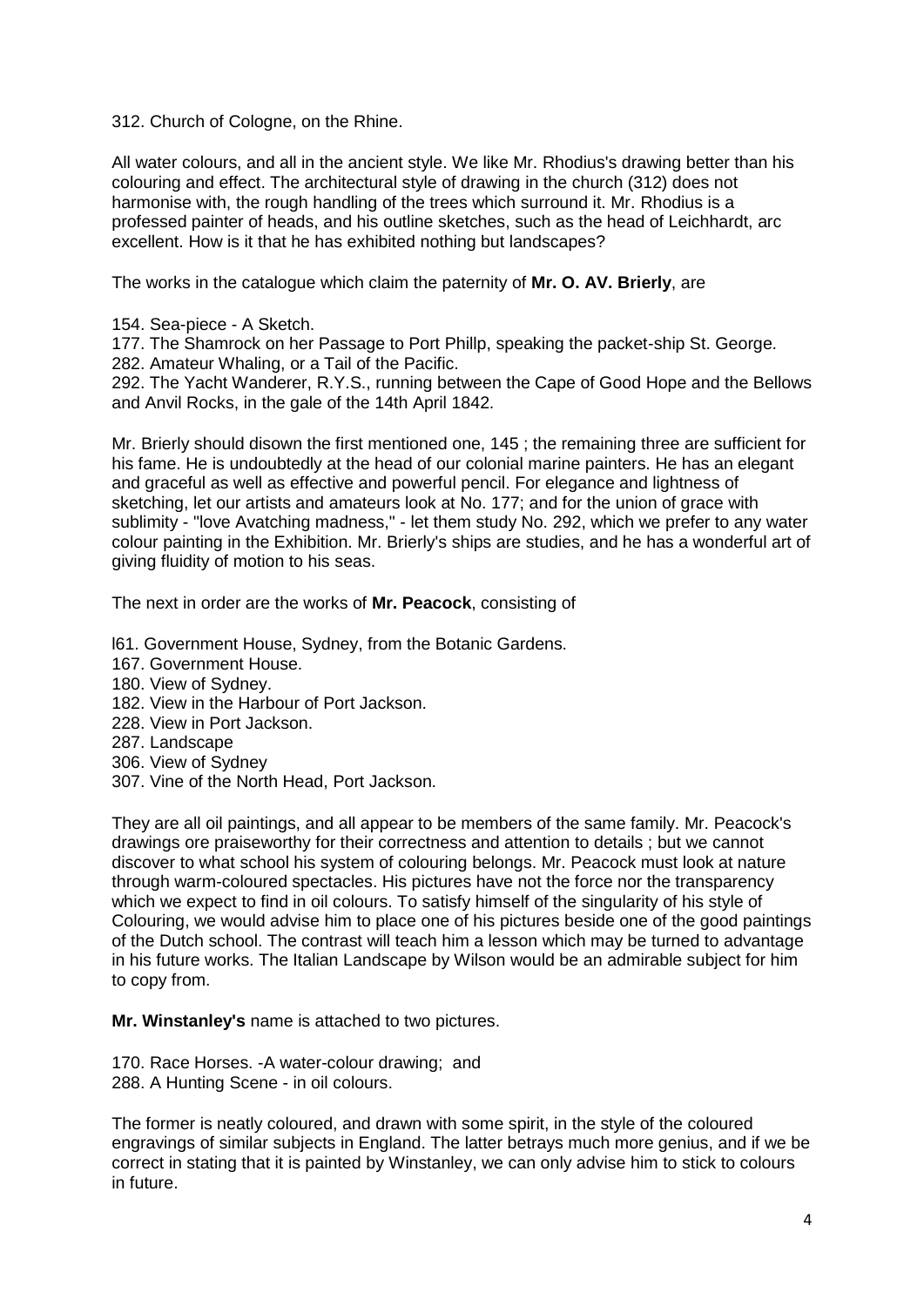312. Church of Cologne, on the Rhine.

All water colours, and all in the ancient style. We like Mr. Rhodius's drawing better than his colouring and effect. The architectural style of drawing in the church (312) does not harmonise with, the rough handling of the trees which surround it. Mr. Rhodius is a professed painter of heads, and his outline sketches, such as the head of Leichhardt, arc excellent. How is it that he has exhibited nothing but landscapes?

The works in the catalogue which claim the paternity of **Mr. O. AV. Brierly**, are

154. Sea-piece - A Sketch.
177. The Shamrock on her Passage to Port Phillp, speaking the packet-ship St. George.
282. Amateur Whaling, or a Tail of the Pacific.
292. The Yacht Wanderer, R.Y.S., running between the Cape of Good Hope and the Bellows and Anvil Rocks, in the gale of the 14th April 1842.

Mr. Brierly should disown the first mentioned one, 145 ; the remaining three are sufficient for his fame. He is undoubtedly at the head of our colonial marine painters. He has an elegant and graceful as well as effective and powerful pencil. For elegance and lightness of sketching, let our artists and amateurs look at No. 177; and for the union of grace with sublimity - "love Avatching madness," - let them study No. 292, which we prefer to any water colour painting in the Exhibition. Mr. Brierly's ships are studies, and he has a wonderful art of giving fluidity of motion to his seas.

The next in order are the works of **Mr. Peacock**, consisting of

l61. Government House, Sydney, from the Botanic Gardens.
167. Government House.
180. View of Sydney.
182. View in the Harbour of Port Jackson.
228. View in Port Jackson.
287. Landscape
306. View of Sydney
307. Vine of the North Head, Port Jackson.

They are all oil paintings, and all appear to be members of the same family. Mr. Peacock's drawings ore praiseworthy for their correctness and attention to details ; but we cannot discover to what school his system of colouring belongs. Mr. Peacock must look at nature through warm-coloured spectacles. His pictures have not the force nor the transparency which we expect to find in oil colours. To satisfy himself of the singularity of his style of Colouring, we would advise him to place one of his pictures beside one of the good paintings of the Dutch school. The contrast will teach him a lesson which may be turned to advantage in his future works. The Italian Landscape by Wilson would be an admirable subject for him to copy from.

**Mr. Winstanley's** name is attached to two pictures.

170. Race Horses. -A water-colour drawing; and
288. A Hunting Scene - in oil colours.

The former is neatly coloured, and drawn with some spirit, in the style of the coloured engravings of similar subjects in England. The latter betrays much more genius, and if we be correct in stating that it is painted by Winstanley, we can only advise him to stick to colours in future.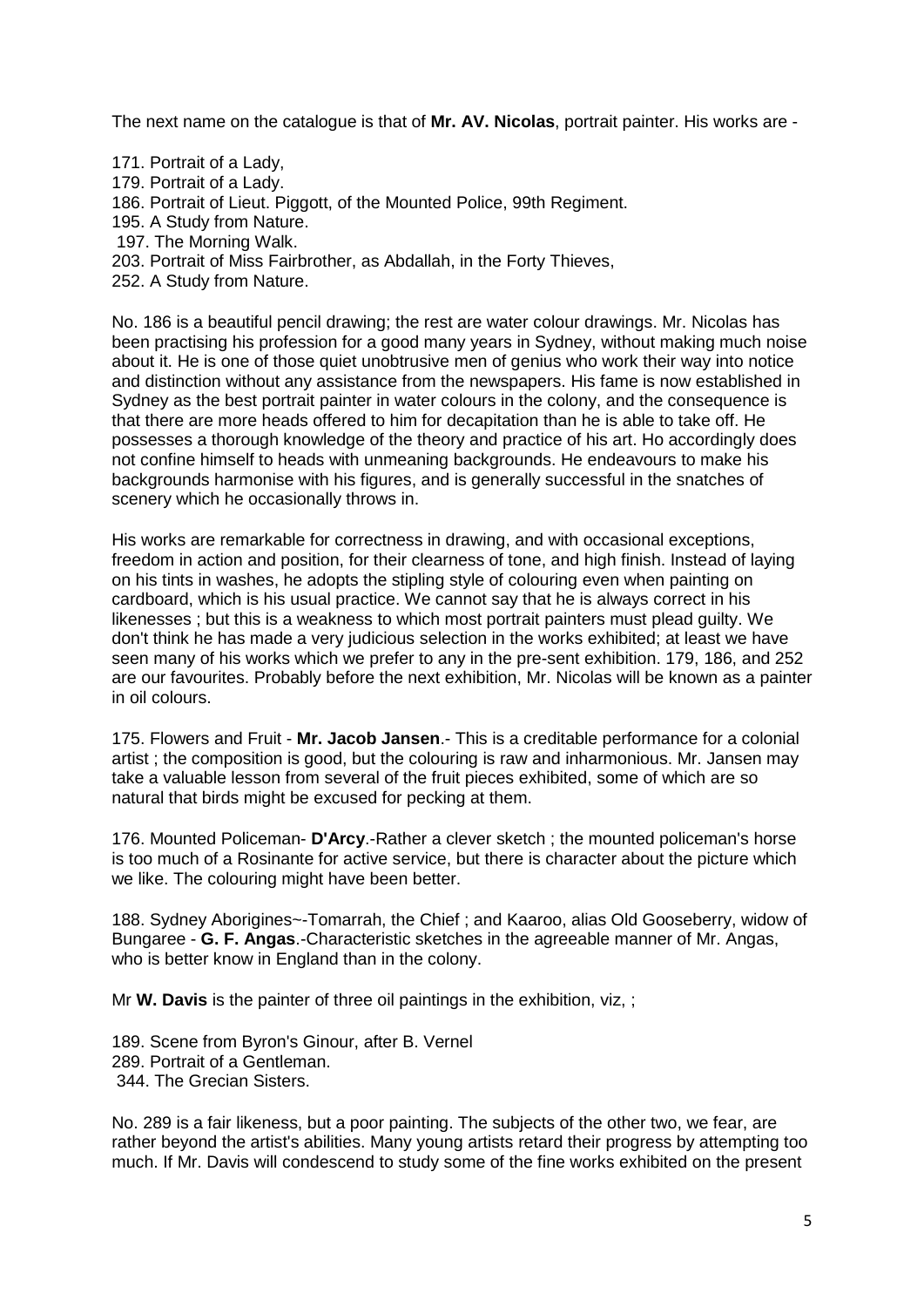The next name on the catalogue is that of **Mr. AV. Nicolas**, portrait painter. His works are -

171. Portrait of a Lady,
179. Portrait of a Lady.
186. Portrait of Lieut. Piggott, of the Mounted Police, 99th Regiment.
195. A Study from Nature.
197. The Morning Walk.
203. Portrait of Miss Fairbrother, as Abdallah, in the Forty Thieves,
252. A Study from Nature.

No. 186 is a beautiful pencil drawing; the rest are water colour drawings. Mr. Nicolas has been practising his profession for a good many years in Sydney, without making much noise about it. He is one of those quiet unobtrusive men of genius who work their way into notice and distinction without any assistance from the newspapers. His fame is now established in Sydney as the best portrait painter in water colours in the colony, and the consequence is that there are more heads offered to him for decapitation than he is able to take off. He possesses a thorough knowledge of the theory and practice of his art. Ho accordingly does not confine himself to heads with unmeaning backgrounds. He endeavours to make his backgrounds harmonise with his figures, and is generally successful in the snatches of scenery which he occasionally throws in.

His works are remarkable for correctness in drawing, and with occasional exceptions, freedom in action and position, for their clearness of tone, and high finish. Instead of laying on his tints in washes, he adopts the stipling style of colouring even when painting on cardboard, which is his usual practice. We cannot say that he is always correct in his likenesses ; but this is a weakness to which most portrait painters must plead guilty. We don't think he has made a very judicious selection in the works exhibited; at least we have seen many of his works which we prefer to any in the pre-sent exhibition. 179, 186, and 252 are our favourites. Probably before the next exhibition, Mr. Nicolas will be known as a painter in oil colours.

175. Flowers and Fruit - **Mr. Jacob Jansen**.- This is a creditable performance for a colonial artist ; the composition is good, but the colouring is raw and inharmonious. Mr. Jansen may take a valuable lesson from several of the fruit pieces exhibited, some of which are so natural that birds might be excused for pecking at them.

176. Mounted Policeman- **D'Arcy**.-Rather a clever sketch ; the mounted policeman's horse is too much of a Rosinante for active service, but there is character about the picture which we like. The colouring might have been better.

188. Sydney Aborigines~-Tomarrah, the Chief ; and Kaaroo, alias Old Gooseberry, widow of Bungaree - **G. F. Angas**.-Characteristic sketches in the agreeable manner of Mr. Angas, who is better know in England than in the colony.

Mr **W. Davis** is the painter of three oil paintings in the exhibition, viz, ;

189. Scene from Byron's Ginour, after B. Vernel
289. Portrait of a Gentleman.
344. The Grecian Sisters.

No. 289 is a fair likeness, but a poor painting. The subjects of the other two, we fear, are rather beyond the artist's abilities. Many young artists retard their progress by attempting too much. If Mr. Davis will condescend to study some of the fine works exhibited on the present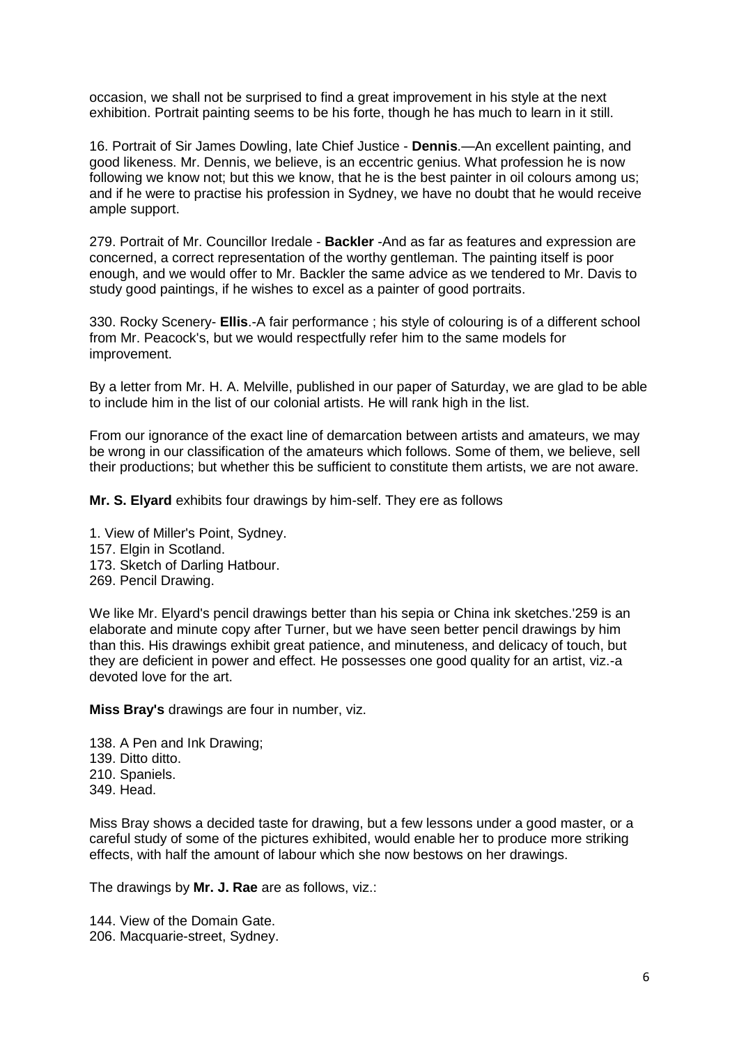occasion, we shall not be surprised to find a great improvement in his style at the next exhibition. Portrait painting seems to be his forte, though he has much to learn in it still.

16. Portrait of Sir James Dowling, late Chief Justice - **Dennis**.—An excellent painting, and good likeness. Mr. Dennis, we believe, is an eccentric genius. What profession he is now following we know not; but this we know, that he is the best painter in oil colours among us; and if he were to practise his profession in Sydney, we have no doubt that he would receive ample support.

279. Portrait of Mr. Councillor Iredale - **Backler** -And as far as features and expression are concerned, a correct representation of the worthy gentleman. The painting itself is poor enough, and we would offer to Mr. Backler the same advice as we tendered to Mr. Davis to study good paintings, if he wishes to excel as a painter of good portraits.

330. Rocky Scenery- **Ellis**.-A fair performance ; his style of colouring is of a different school from Mr. Peacock's, but we would respectfully refer him to the same models for improvement.

By a letter from Mr. H. A. Melville, published in our paper of Saturday, we are glad to be able to include him in the list of our colonial artists. He will rank high in the list.

From our ignorance of the exact line of demarcation between artists and amateurs, we may be wrong in our classification of the amateurs which follows. Some of them, we believe, sell their productions; but whether this be sufficient to constitute them artists, we are not aware.

**Mr. S. Elyard** exhibits four drawings by him-self. They ere as follows

1. View of Miller's Point, Sydney.
157. Elgin in Scotland.
173. Sketch of Darling Hatbour.
269. Pencil Drawing.

We like Mr. Elyard's pencil drawings better than his sepia or China ink sketches.'259 is an elaborate and minute copy after Turner, but we have seen better pencil drawings by him than this. His drawings exhibit great patience, and minuteness, and delicacy of touch, but they are deficient in power and effect. He possesses one good quality for an artist, viz.-a devoted love for the art.

**Miss Bray's** drawings are four in number, viz.

138. A Pen and Ink Drawing;
139. Ditto ditto.
210. Spaniels.
349. Head.

Miss Bray shows a decided taste for drawing, but a few lessons under a good master, or a careful study of some of the pictures exhibited, would enable her to produce more striking effects, with half the amount of labour which she now bestows on her drawings.

The drawings by **Mr. J. Rae** are as follows, viz.:

144. View of the Domain Gate.
206. Macquarie-street, Sydney.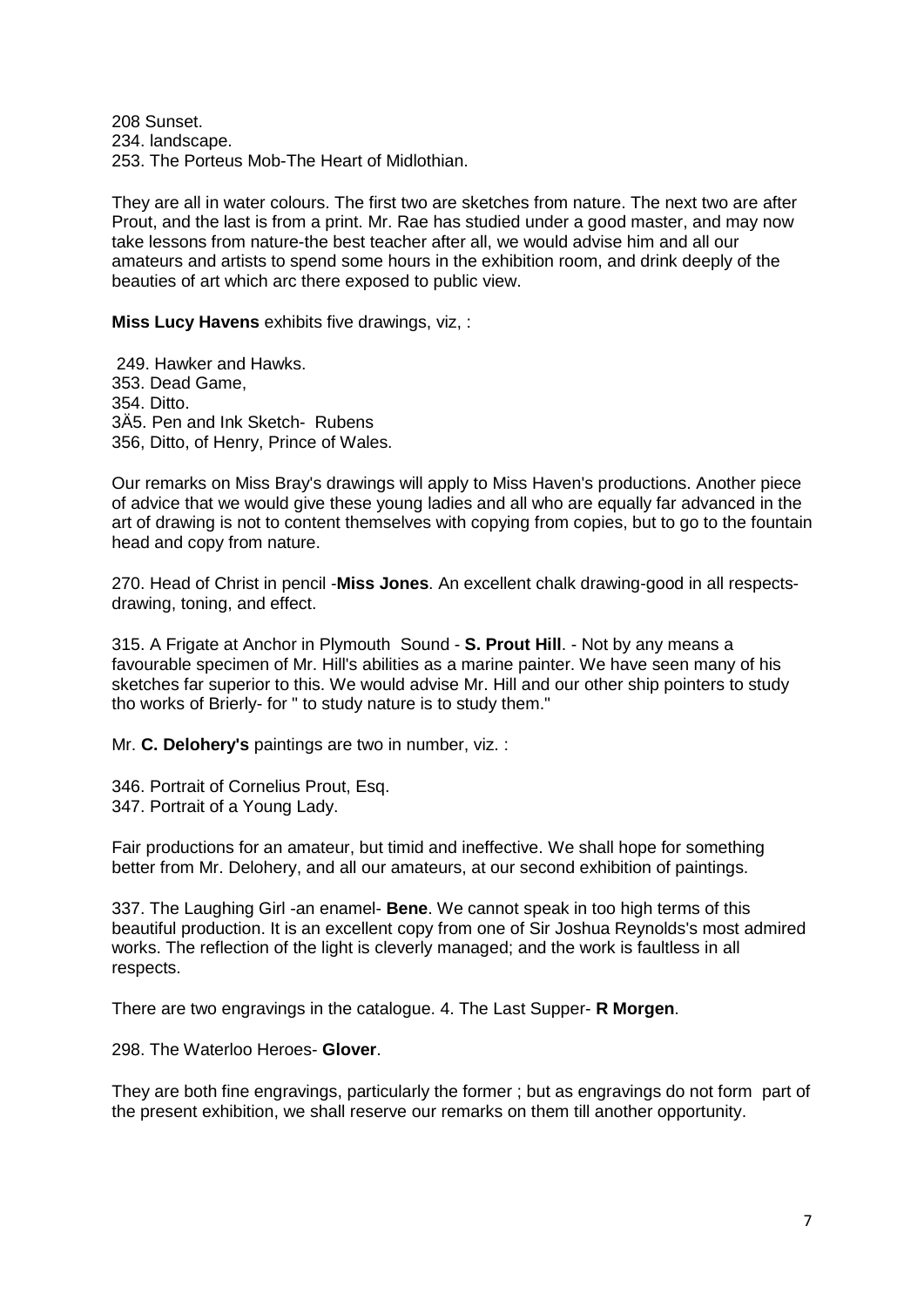208 Sunset.
234. landscape.
253. The Porteus Mob-The Heart of Midlothian.

They are all in water colours. The first two are sketches from nature. The next two are after Prout, and the last is from a print. Mr. Rae has studied under a good master, and may now take lessons from nature-the best teacher after all, we would advise him and all our amateurs and artists to spend some hours in the exhibition room, and drink deeply of the beauties of art which arc there exposed to public view.

**Miss Lucy Havens** exhibits five drawings, viz, :

249. Hawker and Hawks.
353. Dead Game,
354. Ditto.
3Ä5. Pen and Ink Sketch- Rubens
356, Ditto, of Henry, Prince of Wales.

Our remarks on Miss Bray's drawings will apply to Miss Haven's productions. Another piece of advice that we would give these young ladies and all who are equally far advanced in the art of drawing is not to content themselves with copying from copies, but to go to the fountain head and copy from nature.

270. Head of Christ in pencil -**Miss Jones**. An excellent chalk drawing-good in all respects-drawing, toning, and effect.

315. A Frigate at Anchor in Plymouth Sound - **S. Prout Hill**. - Not by any means a favourable specimen of Mr. Hill's abilities as a marine painter. We have seen many of his sketches far superior to this. We would advise Mr. Hill and our other ship pointers to study tho works of Brierly- for " to study nature is to study them."

Mr. **C. Delohery's** paintings are two in number, viz. :

346. Portrait of Cornelius Prout, Esq.
347. Portrait of a Young Lady.

Fair productions for an amateur, but timid and ineffective. We shall hope for something better from Mr. Delohery, and all our amateurs, at our second exhibition of paintings.

337. The Laughing Girl -an enamel- **Bene**. We cannot speak in too high terms of this beautiful production. It is an excellent copy from one of Sir Joshua Reynolds's most admired works. The reflection of the light is cleverly managed; and the work is faultless in all respects.

There are two engravings in the catalogue. 4. The Last Supper- **R Morgen**.

298. The Waterloo Heroes- **Glover**.

They are both fine engravings, particularly the former ; but as engravings do not form part of the present exhibition, we shall reserve our remarks on them till another opportunity.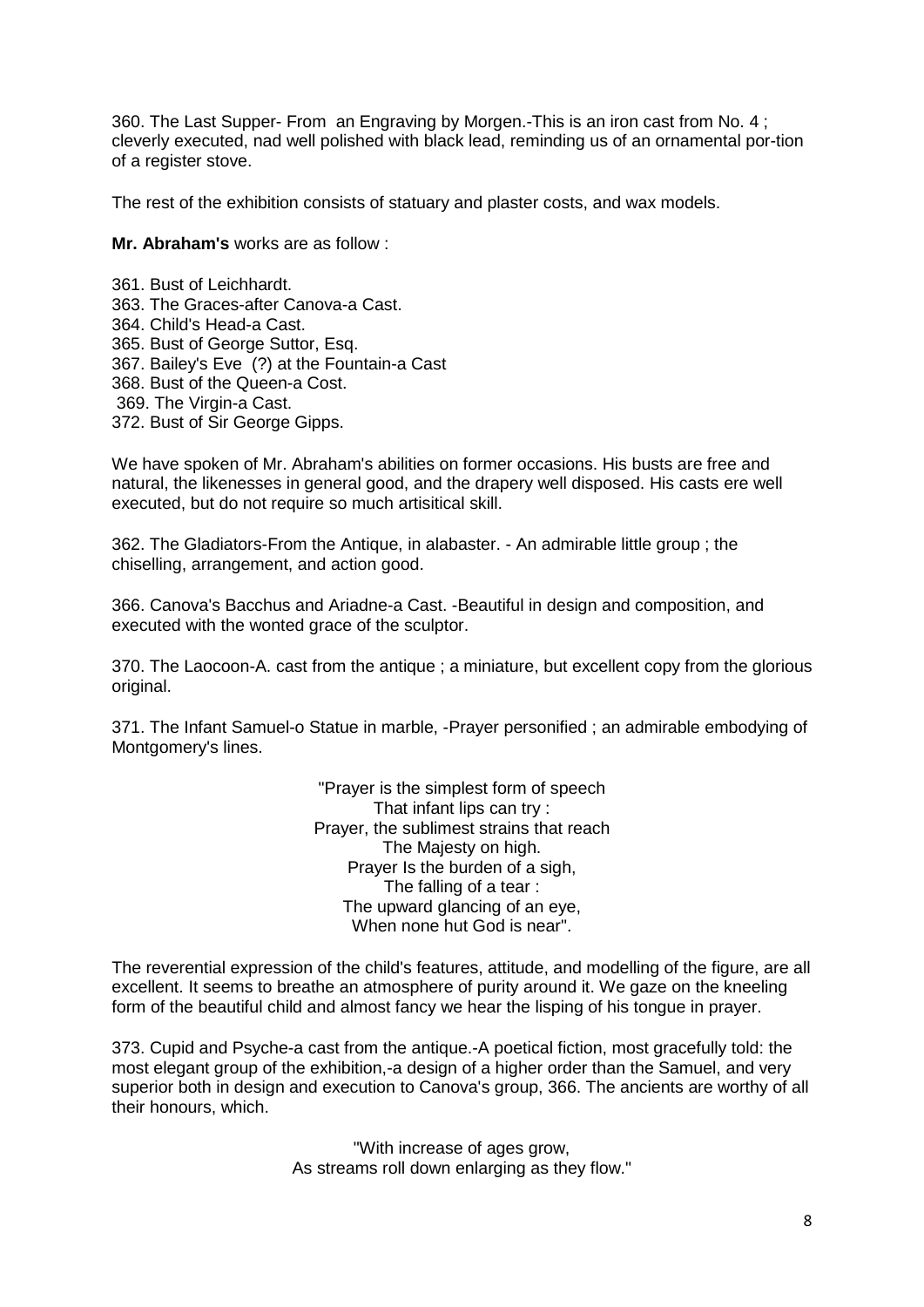360. The Last Supper- From  an Engraving by Morgen.-This is an iron cast from No. 4 ; cleverly executed, nad well polished with black lead, reminding us of an ornamental por-tion of a register stove.

The rest of the exhibition consists of statuary and plaster costs, and wax models.

**Mr. Abraham's** works are as follow :

361. Bust of Leichhardt.
363. The Graces-after Canova-a Cast.
364. Child's Head-a Cast.
365. Bust of George Suttor, Esq.
367. Bailey's Eve  (?) at the Fountain-a Cast
368. Bust of the Queen-a Cost.
369. The Virgin-a Cast.
372. Bust of Sir George Gipps.

We have spoken of Mr. Abraham's abilities on former occasions. His busts are free and natural, the likenesses in general good, and the drapery well disposed. His casts ere well executed, but do not require so much artisitical skill.

362. The Gladiators-From the Antique, in alabaster. - An admirable little group ; the chiselling, arrangement, and action good.

366. Canova's Bacchus and Ariadne-a Cast. -Beautiful in design and composition, and executed with the wonted grace of the sculptor.

370. The Laocoon-A. cast from the antique ; a miniature, but excellent copy from the glorious original.

371. The Infant Samuel-o Statue in marble, -Prayer personified ; an admirable embodying of Montgomery's lines.

"Prayer is the simplest form of speech
That infant lips can try :
Prayer, the sublimest strains that reach
The Majesty on high.
Prayer Is the burden of a sigh,
The falling of a tear :
The upward glancing of an eye,
When none hut God is near".

The reverential expression of the child's features, attitude, and modelling of the figure, are all excellent. It seems to breathe an atmosphere of purity around it. We gaze on the kneeling form of the beautiful child and almost fancy we hear the lisping of his tongue in prayer.

373. Cupid and Psyche-a cast from the antique.-A poetical fiction, most gracefully told: the most elegant group of the exhibition,-a design of a higher order than the Samuel, and very superior both in design and execution to Canova's group, 366. The ancients are worthy of all their honours, which.

"With increase of ages grow,
As streams roll down enlarging as they flow."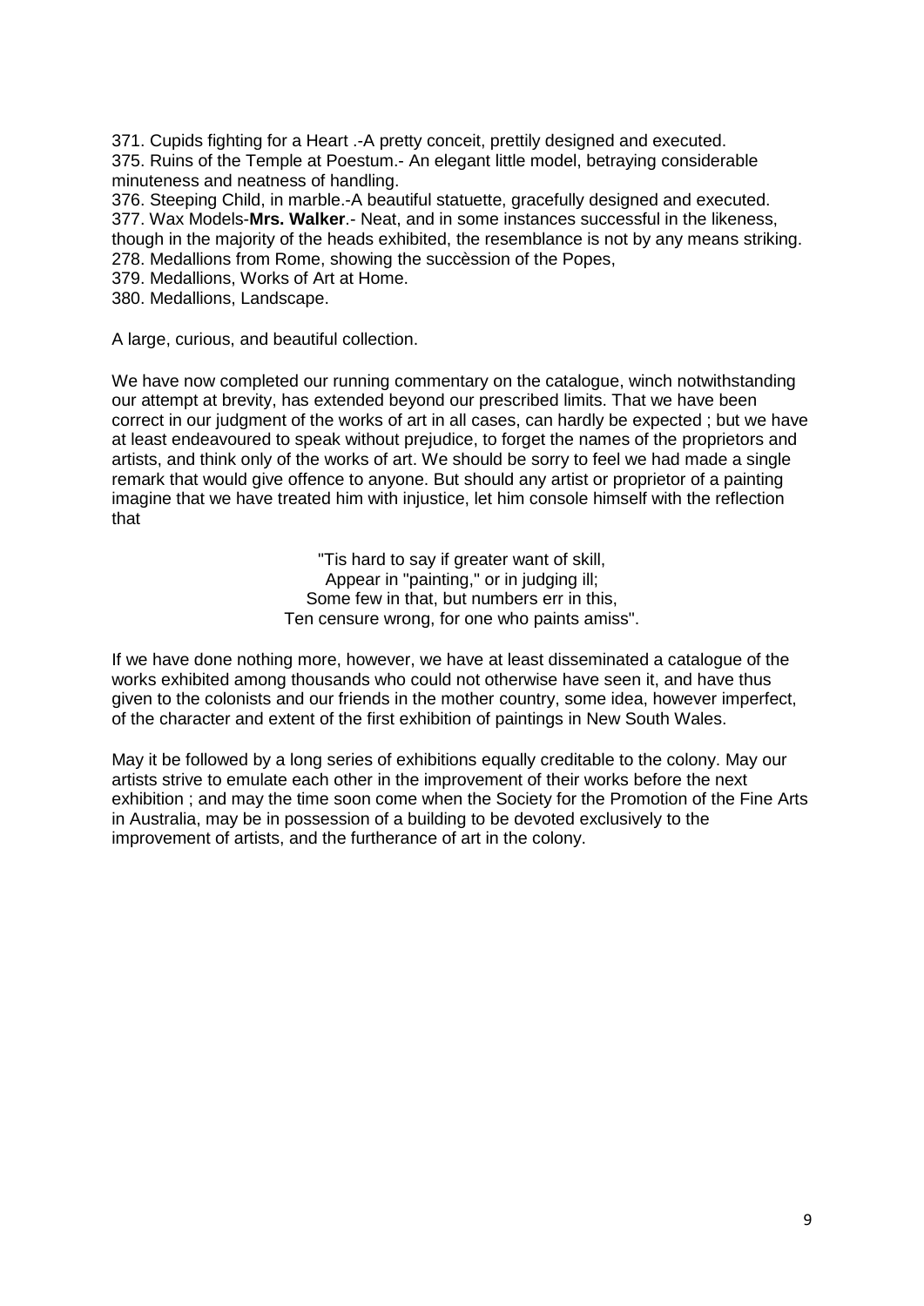371. Cupids fighting for a Heart .-A pretty conceit, prettily designed and executed.
375. Ruins of the Temple at Poestum.- An elegant little model, betraying considerable minuteness and neatness of handling.
376. Steeping Child, in marble.-A beautiful statuette, gracefully designed and executed.
377. Wax Models-**Mrs. Walker**.- Neat, and in some instances successful in the likeness, though in the majority of the heads exhibited, the resemblance is not by any means striking.
278. Medallions from Rome, showing the succèssion of the Popes,
379. Medallions, Works of Art at Home.
380. Medallions, Landscape.

A large, curious, and beautiful collection.

We have now completed our running commentary on the catalogue, winch notwithstanding our attempt at brevity, has extended beyond our prescribed limits. That we have been correct in our judgment of the works of art in all cases, can hardly be expected ; but we have at least endeavoured to speak without prejudice, to forget the names of the proprietors and artists, and think only of the works of art. We should be sorry to feel we had made a single remark that would give offence to anyone. But should any artist or proprietor of a painting imagine that we have treated him with injustice, let him console himself with the reflection that

> "Tis hard to say if greater want of skill,
> Appear in "painting," or in judging ill;
> Some few in that, but numbers err in this,
> Ten censure wrong, for one who paints amiss".

If we have done nothing more, however, we have at least disseminated a catalogue of the works exhibited among thousands who could not otherwise have seen it, and have thus given to the colonists and our friends in the mother country, some idea, however imperfect, of the character and extent of the first exhibition of paintings in New South Wales.

May it be followed by a long series of exhibitions equally creditable to the colony. May our artists strive to emulate each other in the improvement of their works before the next exhibition ; and may the time soon come when the Society for the Promotion of the Fine Arts in Australia, may be in possession of a building to be devoted exclusively to the improvement of artists, and the furtherance of art in the colony.